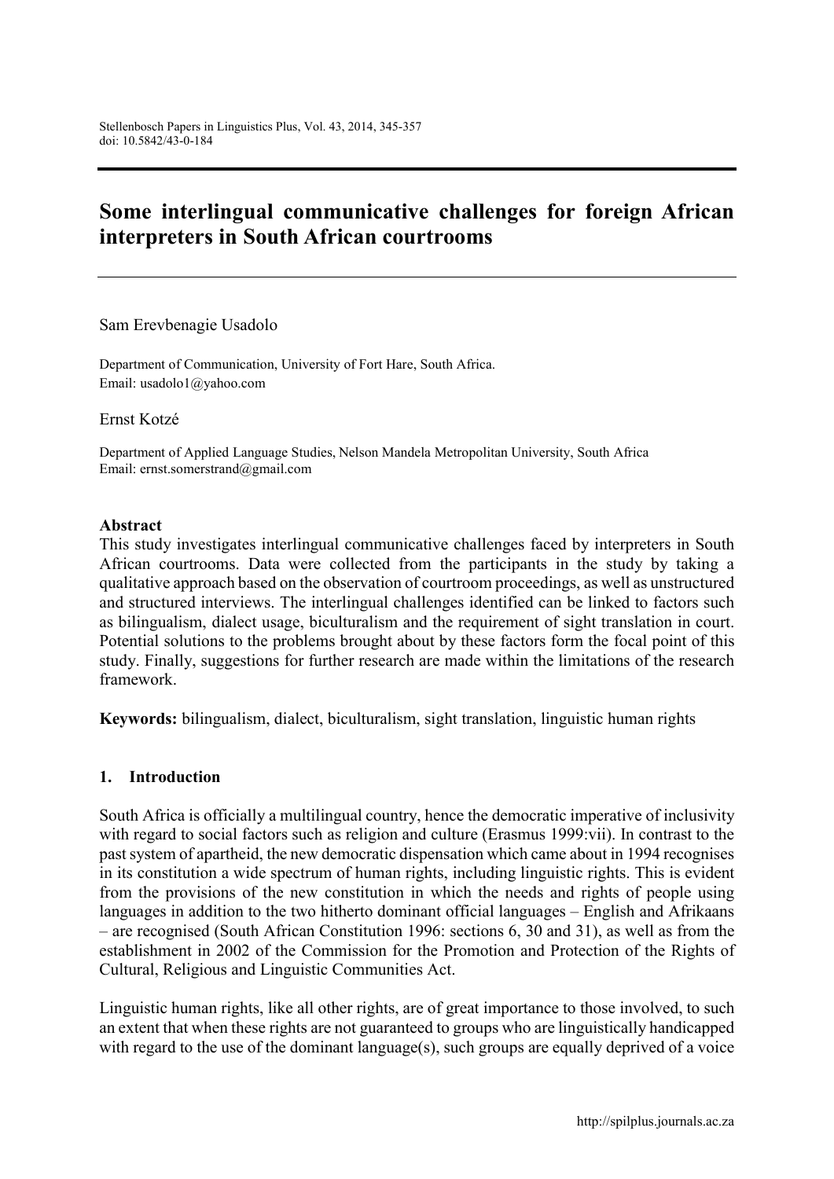# Some interlingual communicative challenges for foreign African interpreters in South African courtrooms

Sam Erevbenagie Usadolo

Department of Communication, University of Fort Hare, South Africa.
Email: usadolo1@yahoo.com

Ernst Kotzé

Department of Applied Language Studies, Nelson Mandela Metropolitan University, South Africa
Email: ernst.somerstrand@gmail.com

**Abstract**

This study investigates interlingual communicative challenges faced by interpreters in South African courtrooms. Data were collected from the participants in the study by taking a qualitative approach based on the observation of courtroom proceedings, as well as unstructured and structured interviews. The interlingual challenges identified can be linked to factors such as bilingualism, dialect usage, biculturalism and the requirement of sight translation in court. Potential solutions to the problems brought about by these factors form the focal point of this study. Finally, suggestions for further research are made within the limitations of the research framework.

**Keywords:** bilingualism, dialect, biculturalism, sight translation, linguistic human rights

## 1. Introduction

South Africa is officially a multilingual country, hence the democratic imperative of inclusivity with regard to social factors such as religion and culture (Erasmus 1999:vii). In contrast to the past system of apartheid, the new democratic dispensation which came about in 1994 recognises in its constitution a wide spectrum of human rights, including linguistic rights. This is evident from the provisions of the new constitution in which the needs and rights of people using languages in addition to the two hitherto dominant official languages – English and Afrikaans – are recognised (South African Constitution 1996: sections 6, 30 and 31), as well as from the establishment in 2002 of the Commission for the Promotion and Protection of the Rights of Cultural, Religious and Linguistic Communities Act.

Linguistic human rights, like all other rights, are of great importance to those involved, to such an extent that when these rights are not guaranteed to groups who are linguistically handicapped with regard to the use of the dominant language(s), such groups are equally deprived of a voice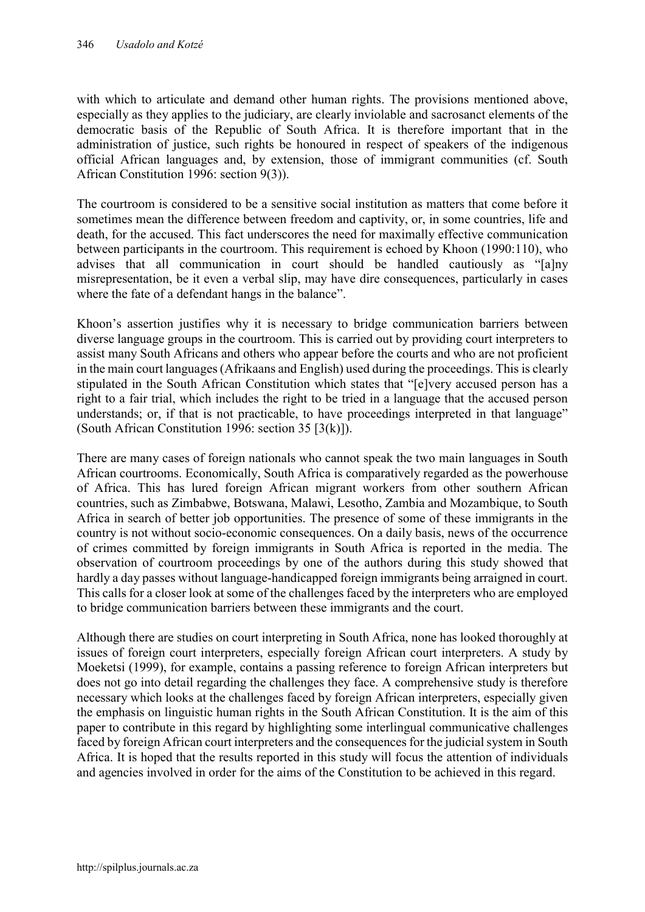with which to articulate and demand other human rights. The provisions mentioned above, especially as they applies to the judiciary, are clearly inviolable and sacrosanct elements of the democratic basis of the Republic of South Africa. It is therefore important that in the administration of justice, such rights be honoured in respect of speakers of the indigenous official African languages and, by extension, those of immigrant communities (cf. South African Constitution 1996: section 9(3)).

The courtroom is considered to be a sensitive social institution as matters that come before it sometimes mean the difference between freedom and captivity, or, in some countries, life and death, for the accused. This fact underscores the need for maximally effective communication between participants in the courtroom. This requirement is echoed by Khoon (1990:110), who advises that all communication in court should be handled cautiously as "[a]ny misrepresentation, be it even a verbal slip, may have dire consequences, particularly in cases where the fate of a defendant hangs in the balance".

Khoon's assertion justifies why it is necessary to bridge communication barriers between diverse language groups in the courtroom. This is carried out by providing court interpreters to assist many South Africans and others who appear before the courts and who are not proficient in the main court languages (Afrikaans and English) used during the proceedings. This is clearly stipulated in the South African Constitution which states that "[e]very accused person has a right to a fair trial, which includes the right to be tried in a language that the accused person understands; or, if that is not practicable, to have proceedings interpreted in that language" (South African Constitution 1996: section 35 [3(k)]).

There are many cases of foreign nationals who cannot speak the two main languages in South African courtrooms. Economically, South Africa is comparatively regarded as the powerhouse of Africa. This has lured foreign African migrant workers from other southern African countries, such as Zimbabwe, Botswana, Malawi, Lesotho, Zambia and Mozambique, to South Africa in search of better job opportunities. The presence of some of these immigrants in the country is not without socio-economic consequences. On a daily basis, news of the occurrence of crimes committed by foreign immigrants in South Africa is reported in the media. The observation of courtroom proceedings by one of the authors during this study showed that hardly a day passes without language-handicapped foreign immigrants being arraigned in court. This calls for a closer look at some of the challenges faced by the interpreters who are employed to bridge communication barriers between these immigrants and the court.

Although there are studies on court interpreting in South Africa, none has looked thoroughly at issues of foreign court interpreters, especially foreign African court interpreters. A study by Moeketsi (1999), for example, contains a passing reference to foreign African interpreters but does not go into detail regarding the challenges they face. A comprehensive study is therefore necessary which looks at the challenges faced by foreign African interpreters, especially given the emphasis on linguistic human rights in the South African Constitution. It is the aim of this paper to contribute in this regard by highlighting some interlingual communicative challenges faced by foreign African court interpreters and the consequences for the judicial system in South Africa. It is hoped that the results reported in this study will focus the attention of individuals and agencies involved in order for the aims of the Constitution to be achieved in this regard.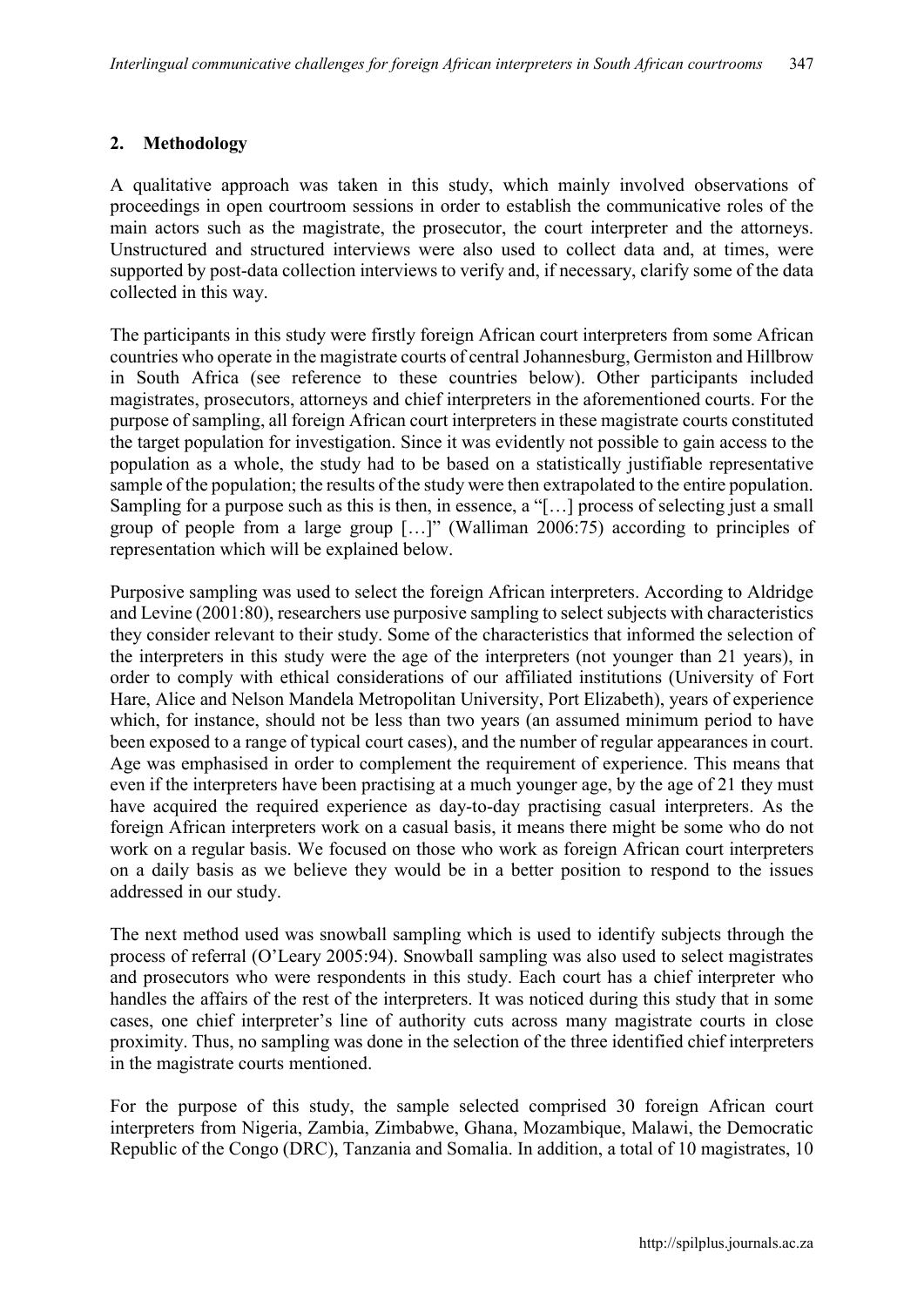## 2. Methodology

A qualitative approach was taken in this study, which mainly involved observations of proceedings in open courtroom sessions in order to establish the communicative roles of the main actors such as the magistrate, the prosecutor, the court interpreter and the attorneys. Unstructured and structured interviews were also used to collect data and, at times, were supported by post-data collection interviews to verify and, if necessary, clarify some of the data collected in this way.

The participants in this study were firstly foreign African court interpreters from some African countries who operate in the magistrate courts of central Johannesburg, Germiston and Hillbrow in South Africa (see reference to these countries below). Other participants included magistrates, prosecutors, attorneys and chief interpreters in the aforementioned courts. For the purpose of sampling, all foreign African court interpreters in these magistrate courts constituted the target population for investigation. Since it was evidently not possible to gain access to the population as a whole, the study had to be based on a statistically justifiable representative sample of the population; the results of the study were then extrapolated to the entire population. Sampling for a purpose such as this is then, in essence, a "[…] process of selecting just a small group of people from a large group […]" (Walliman 2006:75) according to principles of representation which will be explained below.

Purposive sampling was used to select the foreign African interpreters. According to Aldridge and Levine (2001:80), researchers use purposive sampling to select subjects with characteristics they consider relevant to their study. Some of the characteristics that informed the selection of the interpreters in this study were the age of the interpreters (not younger than 21 years), in order to comply with ethical considerations of our affiliated institutions (University of Fort Hare, Alice and Nelson Mandela Metropolitan University, Port Elizabeth), years of experience which, for instance, should not be less than two years (an assumed minimum period to have been exposed to a range of typical court cases), and the number of regular appearances in court. Age was emphasised in order to complement the requirement of experience. This means that even if the interpreters have been practising at a much younger age, by the age of 21 they must have acquired the required experience as day-to-day practising casual interpreters. As the foreign African interpreters work on a casual basis, it means there might be some who do not work on a regular basis. We focused on those who work as foreign African court interpreters on a daily basis as we believe they would be in a better position to respond to the issues addressed in our study.

The next method used was snowball sampling which is used to identify subjects through the process of referral (O'Leary 2005:94). Snowball sampling was also used to select magistrates and prosecutors who were respondents in this study. Each court has a chief interpreter who handles the affairs of the rest of the interpreters. It was noticed during this study that in some cases, one chief interpreter's line of authority cuts across many magistrate courts in close proximity. Thus, no sampling was done in the selection of the three identified chief interpreters in the magistrate courts mentioned.

For the purpose of this study, the sample selected comprised 30 foreign African court interpreters from Nigeria, Zambia, Zimbabwe, Ghana, Mozambique, Malawi, the Democratic Republic of the Congo (DRC), Tanzania and Somalia. In addition, a total of 10 magistrates, 10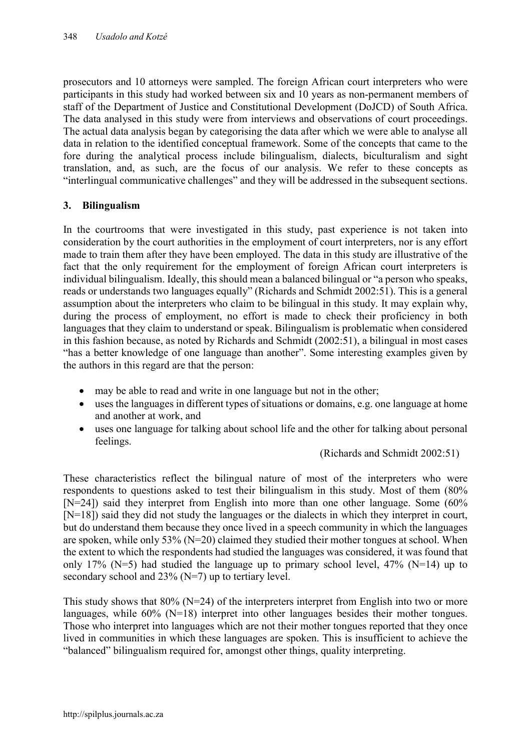prosecutors and 10 attorneys were sampled. The foreign African court interpreters who were participants in this study had worked between six and 10 years as non-permanent members of staff of the Department of Justice and Constitutional Development (DoJCD) of South Africa. The data analysed in this study were from interviews and observations of court proceedings. The actual data analysis began by categorising the data after which we were able to analyse all data in relation to the identified conceptual framework. Some of the concepts that came to the fore during the analytical process include bilingualism, dialects, biculturalism and sight translation, and, as such, are the focus of our analysis. We refer to these concepts as "interlingual communicative challenges" and they will be addressed in the subsequent sections.

## 3. Bilingualism

In the courtrooms that were investigated in this study, past experience is not taken into consideration by the court authorities in the employment of court interpreters, nor is any effort made to train them after they have been employed. The data in this study are illustrative of the fact that the only requirement for the employment of foreign African court interpreters is individual bilingualism. Ideally, this should mean a balanced bilingual or "a person who speaks, reads or understands two languages equally" (Richards and Schmidt 2002:51). This is a general assumption about the interpreters who claim to be bilingual in this study. It may explain why, during the process of employment, no effort is made to check their proficiency in both languages that they claim to understand or speak. Bilingualism is problematic when considered in this fashion because, as noted by Richards and Schmidt (2002:51), a bilingual in most cases "has a better knowledge of one language than another". Some interesting examples given by the authors in this regard are that the person:

- may be able to read and write in one language but not in the other;
- uses the languages in different types of situations or domains, e.g. one language at home and another at work, and
- uses one language for talking about school life and the other for talking about personal feelings.

(Richards and Schmidt 2002:51)

These characteristics reflect the bilingual nature of most of the interpreters who were respondents to questions asked to test their bilingualism in this study. Most of them (80% [N=24]) said they interpret from English into more than one other language. Some (60% [N=18]) said they did not study the languages or the dialects in which they interpret in court, but do understand them because they once lived in a speech community in which the languages are spoken, while only 53% (N=20) claimed they studied their mother tongues at school. When the extent to which the respondents had studied the languages was considered, it was found that only 17% (N=5) had studied the language up to primary school level, 47% (N=14) up to secondary school and 23% (N=7) up to tertiary level.

This study shows that 80% (N=24) of the interpreters interpret from English into two or more languages, while 60% (N=18) interpret into other languages besides their mother tongues. Those who interpret into languages which are not their mother tongues reported that they once lived in communities in which these languages are spoken. This is insufficient to achieve the "balanced" bilingualism required for, amongst other things, quality interpreting.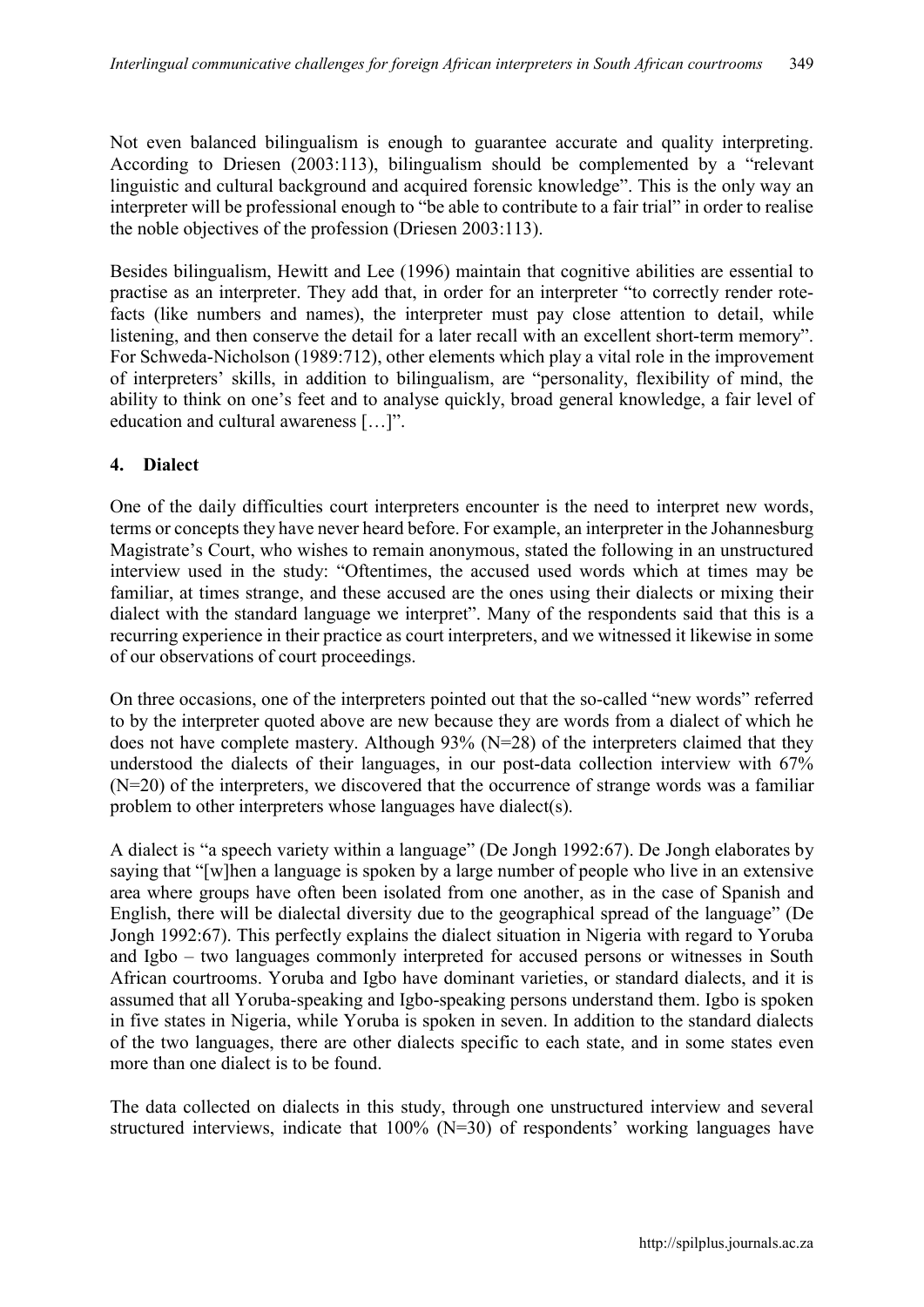Not even balanced bilingualism is enough to guarantee accurate and quality interpreting. According to Driesen (2003:113), bilingualism should be complemented by a "relevant linguistic and cultural background and acquired forensic knowledge". This is the only way an interpreter will be professional enough to "be able to contribute to a fair trial" in order to realise the noble objectives of the profession (Driesen 2003:113).

Besides bilingualism, Hewitt and Lee (1996) maintain that cognitive abilities are essential to practise as an interpreter. They add that, in order for an interpreter "to correctly render rote-facts (like numbers and names), the interpreter must pay close attention to detail, while listening, and then conserve the detail for a later recall with an excellent short-term memory". For Schweda-Nicholson (1989:712), other elements which play a vital role in the improvement of interpreters' skills, in addition to bilingualism, are "personality, flexibility of mind, the ability to think on one's feet and to analyse quickly, broad general knowledge, a fair level of education and cultural awareness […]".

## 4. Dialect

One of the daily difficulties court interpreters encounter is the need to interpret new words, terms or concepts they have never heard before. For example, an interpreter in the Johannesburg Magistrate's Court, who wishes to remain anonymous, stated the following in an unstructured interview used in the study: "Oftentimes, the accused used words which at times may be familiar, at times strange, and these accused are the ones using their dialects or mixing their dialect with the standard language we interpret". Many of the respondents said that this is a recurring experience in their practice as court interpreters, and we witnessed it likewise in some of our observations of court proceedings.

On three occasions, one of the interpreters pointed out that the so-called "new words" referred to by the interpreter quoted above are new because they are words from a dialect of which he does not have complete mastery. Although 93% (N=28) of the interpreters claimed that they understood the dialects of their languages, in our post-data collection interview with 67% (N=20) of the interpreters, we discovered that the occurrence of strange words was a familiar problem to other interpreters whose languages have dialect(s).

A dialect is "a speech variety within a language" (De Jongh 1992:67). De Jongh elaborates by saying that "[w]hen a language is spoken by a large number of people who live in an extensive area where groups have often been isolated from one another, as in the case of Spanish and English, there will be dialectal diversity due to the geographical spread of the language" (De Jongh 1992:67). This perfectly explains the dialect situation in Nigeria with regard to Yoruba and Igbo – two languages commonly interpreted for accused persons or witnesses in South African courtrooms. Yoruba and Igbo have dominant varieties, or standard dialects, and it is assumed that all Yoruba-speaking and Igbo-speaking persons understand them. Igbo is spoken in five states in Nigeria, while Yoruba is spoken in seven. In addition to the standard dialects of the two languages, there are other dialects specific to each state, and in some states even more than one dialect is to be found.

The data collected on dialects in this study, through one unstructured interview and several structured interviews, indicate that 100% (N=30) of respondents' working languages have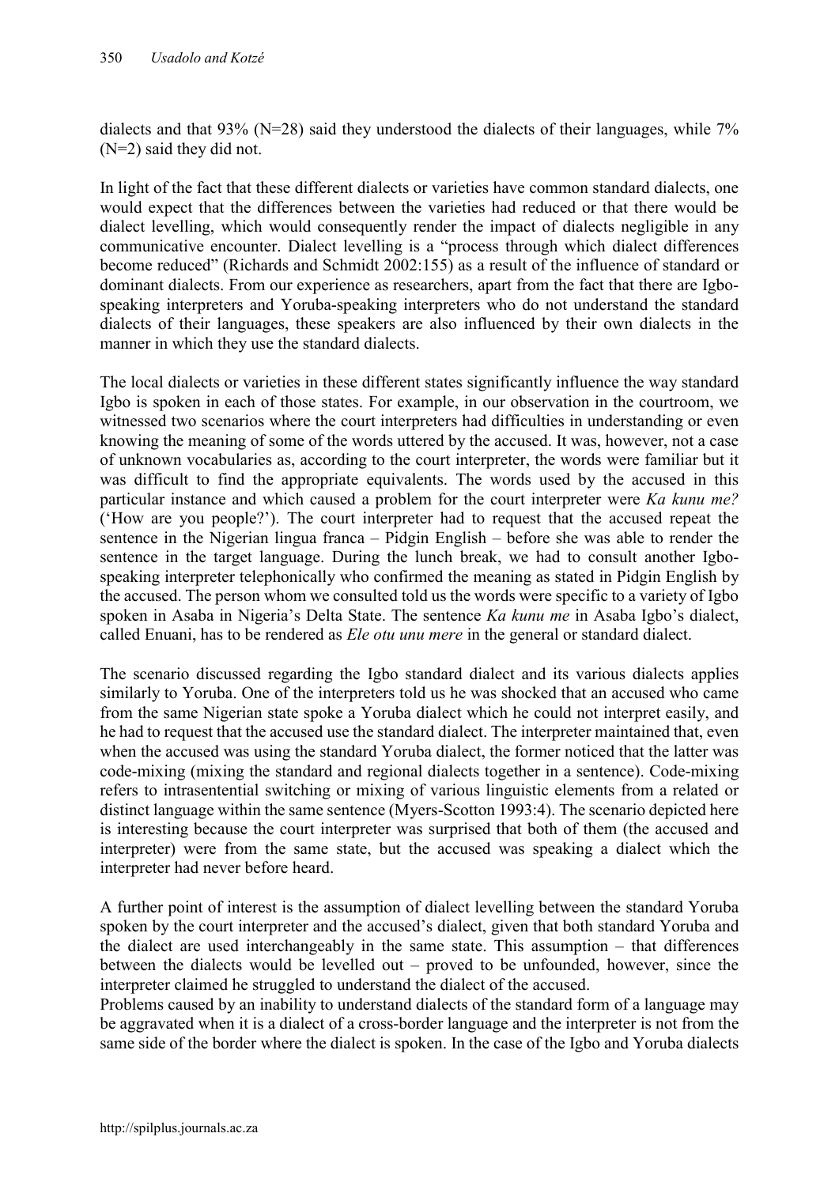dialects and that 93% (N=28) said they understood the dialects of their languages, while 7% (N=2) said they did not.

In light of the fact that these different dialects or varieties have common standard dialects, one would expect that the differences between the varieties had reduced or that there would be dialect levelling, which would consequently render the impact of dialects negligible in any communicative encounter. Dialect levelling is a "process through which dialect differences become reduced" (Richards and Schmidt 2002:155) as a result of the influence of standard or dominant dialects. From our experience as researchers, apart from the fact that there are Igbo-speaking interpreters and Yoruba-speaking interpreters who do not understand the standard dialects of their languages, these speakers are also influenced by their own dialects in the manner in which they use the standard dialects.

The local dialects or varieties in these different states significantly influence the way standard Igbo is spoken in each of those states. For example, in our observation in the courtroom, we witnessed two scenarios where the court interpreters had difficulties in understanding or even knowing the meaning of some of the words uttered by the accused. It was, however, not a case of unknown vocabularies as, according to the court interpreter, the words were familiar but it was difficult to find the appropriate equivalents. The words used by the accused in this particular instance and which caused a problem for the court interpreter were *Ka kunu me?* ('How are you people?'). The court interpreter had to request that the accused repeat the sentence in the Nigerian lingua franca – Pidgin English – before she was able to render the sentence in the target language. During the lunch break, we had to consult another Igbo-speaking interpreter telephonically who confirmed the meaning as stated in Pidgin English by the accused. The person whom we consulted told us the words were specific to a variety of Igbo spoken in Asaba in Nigeria's Delta State. The sentence *Ka kunu me* in Asaba Igbo's dialect, called Enuani, has to be rendered as *Ele otu unu mere* in the general or standard dialect.

The scenario discussed regarding the Igbo standard dialect and its various dialects applies similarly to Yoruba. One of the interpreters told us he was shocked that an accused who came from the same Nigerian state spoke a Yoruba dialect which he could not interpret easily, and he had to request that the accused use the standard dialect. The interpreter maintained that, even when the accused was using the standard Yoruba dialect, the former noticed that the latter was code-mixing (mixing the standard and regional dialects together in a sentence). Code-mixing refers to intrasentential switching or mixing of various linguistic elements from a related or distinct language within the same sentence (Myers-Scotton 1993:4). The scenario depicted here is interesting because the court interpreter was surprised that both of them (the accused and interpreter) were from the same state, but the accused was speaking a dialect which the interpreter had never before heard.

A further point of interest is the assumption of dialect levelling between the standard Yoruba spoken by the court interpreter and the accused's dialect, given that both standard Yoruba and the dialect are used interchangeably in the same state. This assumption – that differences between the dialects would be levelled out – proved to be unfounded, however, since the interpreter claimed he struggled to understand the dialect of the accused.

Problems caused by an inability to understand dialects of the standard form of a language may be aggravated when it is a dialect of a cross-border language and the interpreter is not from the same side of the border where the dialect is spoken. In the case of the Igbo and Yoruba dialects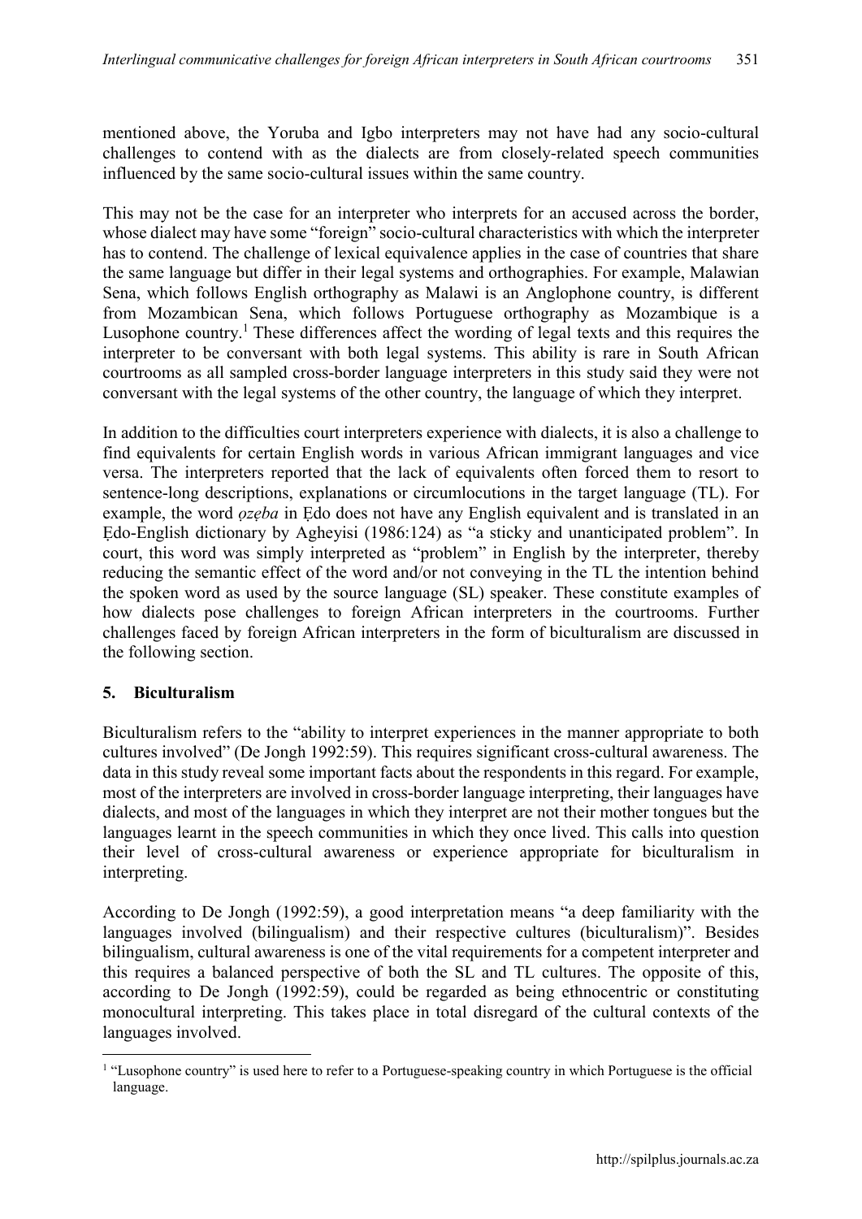mentioned above, the Yoruba and Igbo interpreters may not have had any socio-cultural challenges to contend with as the dialects are from closely-related speech communities influenced by the same socio-cultural issues within the same country.

This may not be the case for an interpreter who interprets for an accused across the border, whose dialect may have some "foreign" socio-cultural characteristics with which the interpreter has to contend. The challenge of lexical equivalence applies in the case of countries that share the same language but differ in their legal systems and orthographies. For example, Malawian Sena, which follows English orthography as Malawi is an Anglophone country, is different from Mozambican Sena, which follows Portuguese orthography as Mozambique is a Lusophone country.[1] These differences affect the wording of legal texts and this requires the interpreter to be conversant with both legal systems. This ability is rare in South African courtrooms as all sampled cross-border language interpreters in this study said they were not conversant with the legal systems of the other country, the language of which they interpret.

In addition to the difficulties court interpreters experience with dialects, it is also a challenge to find equivalents for certain English words in various African immigrant languages and vice versa. The interpreters reported that the lack of equivalents often forced them to resort to sentence-long descriptions, explanations or circumlocutions in the target language (TL). For example, the word *ọzẹba* in Ẹdo does not have any English equivalent and is translated in an Ẹdo-English dictionary by Agheyisi (1986:124) as "a sticky and unanticipated problem". In court, this word was simply interpreted as "problem" in English by the interpreter, thereby reducing the semantic effect of the word and/or not conveying in the TL the intention behind the spoken word as used by the source language (SL) speaker. These constitute examples of how dialects pose challenges to foreign African interpreters in the courtrooms. Further challenges faced by foreign African interpreters in the form of biculturalism are discussed in the following section.

## 5. Biculturalism

Biculturalism refers to the "ability to interpret experiences in the manner appropriate to both cultures involved" (De Jongh 1992:59). This requires significant cross-cultural awareness. The data in this study reveal some important facts about the respondents in this regard. For example, most of the interpreters are involved in cross-border language interpreting, their languages have dialects, and most of the languages in which they interpret are not their mother tongues but the languages learnt in the speech communities in which they once lived. This calls into question their level of cross-cultural awareness or experience appropriate for biculturalism in interpreting.

According to De Jongh (1992:59), a good interpretation means "a deep familiarity with the languages involved (bilingualism) and their respective cultures (biculturalism)". Besides bilingualism, cultural awareness is one of the vital requirements for a competent interpreter and this requires a balanced perspective of both the SL and TL cultures. The opposite of this, according to De Jongh (1992:59), could be regarded as being ethnocentric or constituting monocultural interpreting. This takes place in total disregard of the cultural contexts of the languages involved.

[1] "Lusophone country" is used here to refer to a Portuguese-speaking country in which Portuguese is the official language.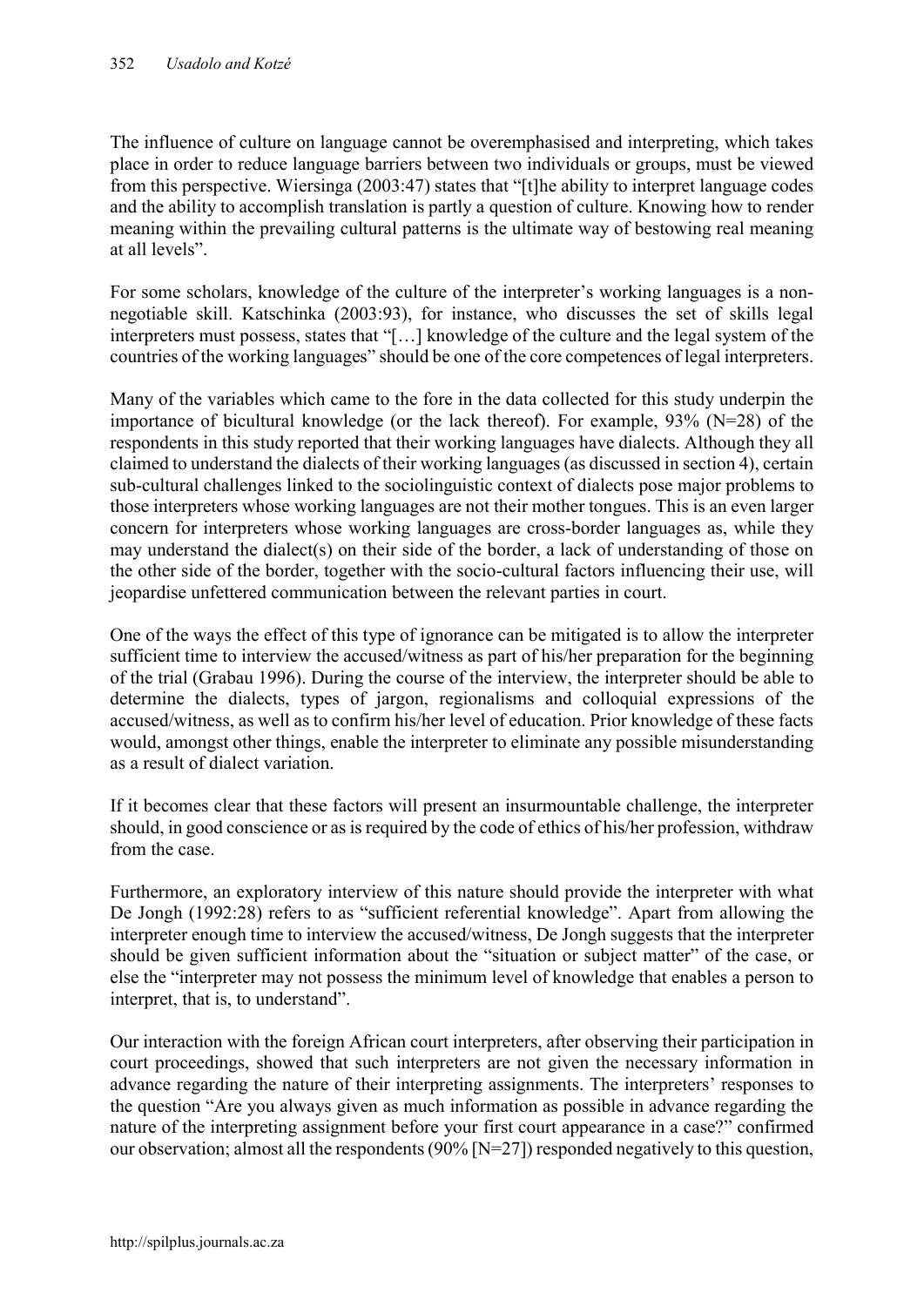The influence of culture on language cannot be overemphasised and interpreting, which takes place in order to reduce language barriers between two individuals or groups, must be viewed from this perspective. Wiersinga (2003:47) states that "[t]he ability to interpret language codes and the ability to accomplish translation is partly a question of culture. Knowing how to render meaning within the prevailing cultural patterns is the ultimate way of bestowing real meaning at all levels".

For some scholars, knowledge of the culture of the interpreter's working languages is a non-negotiable skill. Katschinka (2003:93), for instance, who discusses the set of skills legal interpreters must possess, states that "[…] knowledge of the culture and the legal system of the countries of the working languages" should be one of the core competences of legal interpreters.

Many of the variables which came to the fore in the data collected for this study underpin the importance of bicultural knowledge (or the lack thereof). For example, 93% (N=28) of the respondents in this study reported that their working languages have dialects. Although they all claimed to understand the dialects of their working languages (as discussed in section 4), certain sub-cultural challenges linked to the sociolinguistic context of dialects pose major problems to those interpreters whose working languages are not their mother tongues. This is an even larger concern for interpreters whose working languages are cross-border languages as, while they may understand the dialect(s) on their side of the border, a lack of understanding of those on the other side of the border, together with the socio-cultural factors influencing their use, will jeopardise unfettered communication between the relevant parties in court.

One of the ways the effect of this type of ignorance can be mitigated is to allow the interpreter sufficient time to interview the accused/witness as part of his/her preparation for the beginning of the trial (Grabau 1996). During the course of the interview, the interpreter should be able to determine the dialects, types of jargon, regionalisms and colloquial expressions of the accused/witness, as well as to confirm his/her level of education. Prior knowledge of these facts would, amongst other things, enable the interpreter to eliminate any possible misunderstanding as a result of dialect variation.

If it becomes clear that these factors will present an insurmountable challenge, the interpreter should, in good conscience or as is required by the code of ethics of his/her profession, withdraw from the case.

Furthermore, an exploratory interview of this nature should provide the interpreter with what De Jongh (1992:28) refers to as "sufficient referential knowledge". Apart from allowing the interpreter enough time to interview the accused/witness, De Jongh suggests that the interpreter should be given sufficient information about the "situation or subject matter" of the case, or else the "interpreter may not possess the minimum level of knowledge that enables a person to interpret, that is, to understand".

Our interaction with the foreign African court interpreters, after observing their participation in court proceedings, showed that such interpreters are not given the necessary information in advance regarding the nature of their interpreting assignments. The interpreters' responses to the question "Are you always given as much information as possible in advance regarding the nature of the interpreting assignment before your first court appearance in a case?" confirmed our observation; almost all the respondents (90% [N=27]) responded negatively to this question,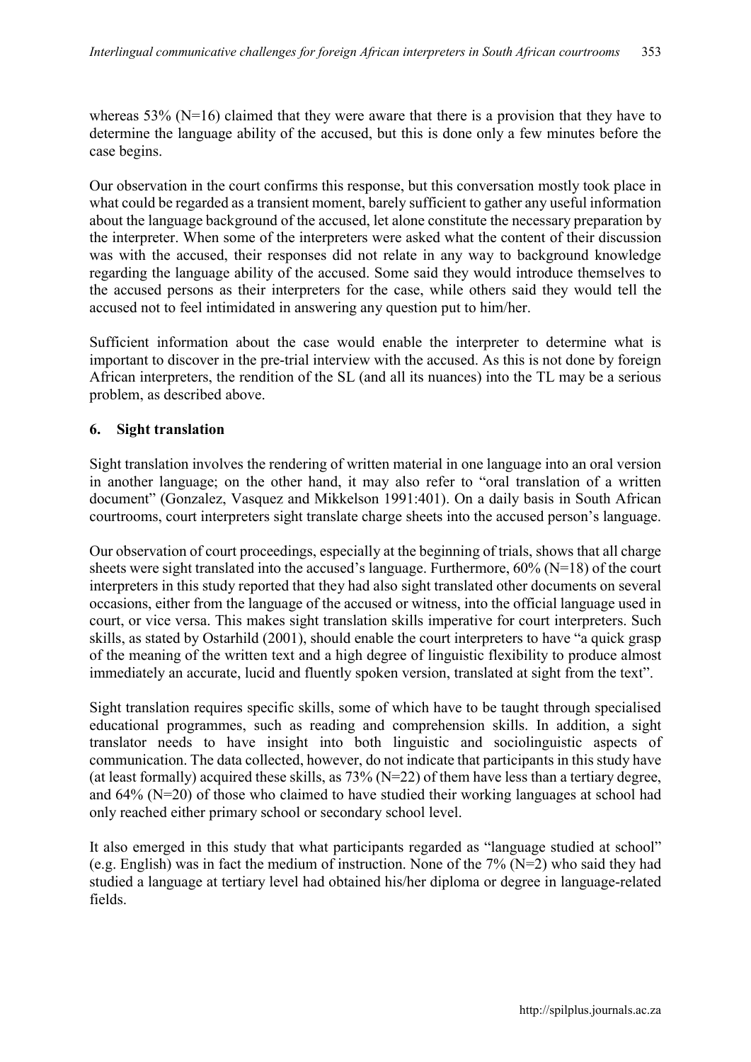whereas 53% (N=16) claimed that they were aware that there is a provision that they have to determine the language ability of the accused, but this is done only a few minutes before the case begins.

Our observation in the court confirms this response, but this conversation mostly took place in what could be regarded as a transient moment, barely sufficient to gather any useful information about the language background of the accused, let alone constitute the necessary preparation by the interpreter. When some of the interpreters were asked what the content of their discussion was with the accused, their responses did not relate in any way to background knowledge regarding the language ability of the accused. Some said they would introduce themselves to the accused persons as their interpreters for the case, while others said they would tell the accused not to feel intimidated in answering any question put to him/her.

Sufficient information about the case would enable the interpreter to determine what is important to discover in the pre-trial interview with the accused. As this is not done by foreign African interpreters, the rendition of the SL (and all its nuances) into the TL may be a serious problem, as described above.

## 6. Sight translation

Sight translation involves the rendering of written material in one language into an oral version in another language; on the other hand, it may also refer to "oral translation of a written document" (Gonzalez, Vasquez and Mikkelson 1991:401). On a daily basis in South African courtrooms, court interpreters sight translate charge sheets into the accused person's language.

Our observation of court proceedings, especially at the beginning of trials, shows that all charge sheets were sight translated into the accused's language. Furthermore, 60% (N=18) of the court interpreters in this study reported that they had also sight translated other documents on several occasions, either from the language of the accused or witness, into the official language used in court, or vice versa. This makes sight translation skills imperative for court interpreters. Such skills, as stated by Ostarhild (2001), should enable the court interpreters to have "a quick grasp of the meaning of the written text and a high degree of linguistic flexibility to produce almost immediately an accurate, lucid and fluently spoken version, translated at sight from the text".

Sight translation requires specific skills, some of which have to be taught through specialised educational programmes, such as reading and comprehension skills. In addition, a sight translator needs to have insight into both linguistic and sociolinguistic aspects of communication. The data collected, however, do not indicate that participants in this study have (at least formally) acquired these skills, as 73% (N=22) of them have less than a tertiary degree, and 64% (N=20) of those who claimed to have studied their working languages at school had only reached either primary school or secondary school level.

It also emerged in this study that what participants regarded as "language studied at school" (e.g. English) was in fact the medium of instruction. None of the 7% (N=2) who said they had studied a language at tertiary level had obtained his/her diploma or degree in language-related fields.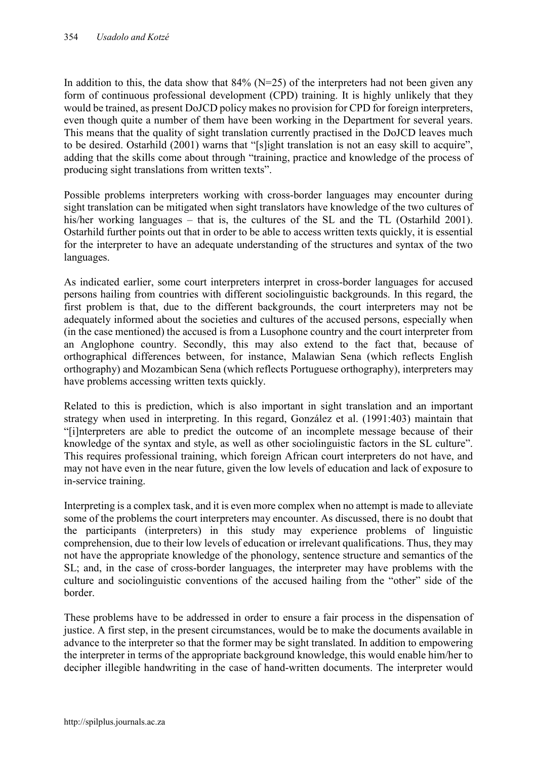In addition to this, the data show that 84% (N=25) of the interpreters had not been given any form of continuous professional development (CPD) training. It is highly unlikely that they would be trained, as present DoJCD policy makes no provision for CPD for foreign interpreters, even though quite a number of them have been working in the Department for several years. This means that the quality of sight translation currently practised in the DoJCD leaves much to be desired. Ostarhild (2001) warns that "[s]ight translation is not an easy skill to acquire", adding that the skills come about through "training, practice and knowledge of the process of producing sight translations from written texts".

Possible problems interpreters working with cross-border languages may encounter during sight translation can be mitigated when sight translators have knowledge of the two cultures of his/her working languages – that is, the cultures of the SL and the TL (Ostarhild 2001). Ostarhild further points out that in order to be able to access written texts quickly, it is essential for the interpreter to have an adequate understanding of the structures and syntax of the two languages.

As indicated earlier, some court interpreters interpret in cross-border languages for accused persons hailing from countries with different sociolinguistic backgrounds. In this regard, the first problem is that, due to the different backgrounds, the court interpreters may not be adequately informed about the societies and cultures of the accused persons, especially when (in the case mentioned) the accused is from a Lusophone country and the court interpreter from an Anglophone country. Secondly, this may also extend to the fact that, because of orthographical differences between, for instance, Malawian Sena (which reflects English orthography) and Mozambican Sena (which reflects Portuguese orthography), interpreters may have problems accessing written texts quickly.

Related to this is prediction, which is also important in sight translation and an important strategy when used in interpreting. In this regard, González et al. (1991:403) maintain that "[i]nterpreters are able to predict the outcome of an incomplete message because of their knowledge of the syntax and style, as well as other sociolinguistic factors in the SL culture". This requires professional training, which foreign African court interpreters do not have, and may not have even in the near future, given the low levels of education and lack of exposure to in-service training.

Interpreting is a complex task, and it is even more complex when no attempt is made to alleviate some of the problems the court interpreters may encounter. As discussed, there is no doubt that the participants (interpreters) in this study may experience problems of linguistic comprehension, due to their low levels of education or irrelevant qualifications. Thus, they may not have the appropriate knowledge of the phonology, sentence structure and semantics of the SL; and, in the case of cross-border languages, the interpreter may have problems with the culture and sociolinguistic conventions of the accused hailing from the "other" side of the border.

These problems have to be addressed in order to ensure a fair process in the dispensation of justice. A first step, in the present circumstances, would be to make the documents available in advance to the interpreter so that the former may be sight translated. In addition to empowering the interpreter in terms of the appropriate background knowledge, this would enable him/her to decipher illegible handwriting in the case of hand-written documents. The interpreter would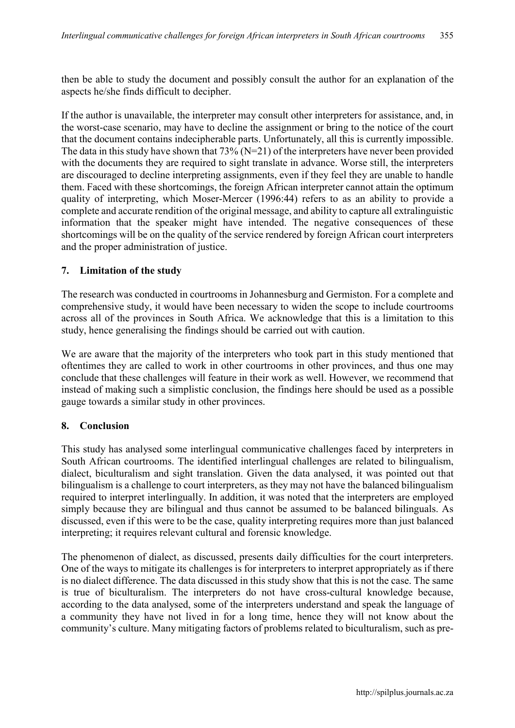then be able to study the document and possibly consult the author for an explanation of the aspects he/she finds difficult to decipher.

If the author is unavailable, the interpreter may consult other interpreters for assistance, and, in the worst-case scenario, may have to decline the assignment or bring to the notice of the court that the document contains indecipherable parts. Unfortunately, all this is currently impossible. The data in this study have shown that 73% (N=21) of the interpreters have never been provided with the documents they are required to sight translate in advance. Worse still, the interpreters are discouraged to decline interpreting assignments, even if they feel they are unable to handle them. Faced with these shortcomings, the foreign African interpreter cannot attain the optimum quality of interpreting, which Moser-Mercer (1996:44) refers to as an ability to provide a complete and accurate rendition of the original message, and ability to capture all extralinguistic information that the speaker might have intended. The negative consequences of these shortcomings will be on the quality of the service rendered by foreign African court interpreters and the proper administration of justice.

## 7. Limitation of the study

The research was conducted in courtrooms in Johannesburg and Germiston. For a complete and comprehensive study, it would have been necessary to widen the scope to include courtrooms across all of the provinces in South Africa. We acknowledge that this is a limitation to this study, hence generalising the findings should be carried out with caution.

We are aware that the majority of the interpreters who took part in this study mentioned that oftentimes they are called to work in other courtrooms in other provinces, and thus one may conclude that these challenges will feature in their work as well. However, we recommend that instead of making such a simplistic conclusion, the findings here should be used as a possible gauge towards a similar study in other provinces.

## 8. Conclusion

This study has analysed some interlingual communicative challenges faced by interpreters in South African courtrooms. The identified interlingual challenges are related to bilingualism, dialect, biculturalism and sight translation. Given the data analysed, it was pointed out that bilingualism is a challenge to court interpreters, as they may not have the balanced bilingualism required to interpret interlingually. In addition, it was noted that the interpreters are employed simply because they are bilingual and thus cannot be assumed to be balanced bilinguals. As discussed, even if this were to be the case, quality interpreting requires more than just balanced interpreting; it requires relevant cultural and forensic knowledge.

The phenomenon of dialect, as discussed, presents daily difficulties for the court interpreters. One of the ways to mitigate its challenges is for interpreters to interpret appropriately as if there is no dialect difference. The data discussed in this study show that this is not the case. The same is true of biculturalism. The interpreters do not have cross-cultural knowledge because, according to the data analysed, some of the interpreters understand and speak the language of a community they have not lived in for a long time, hence they will not know about the community's culture. Many mitigating factors of problems related to biculturalism, such as pre-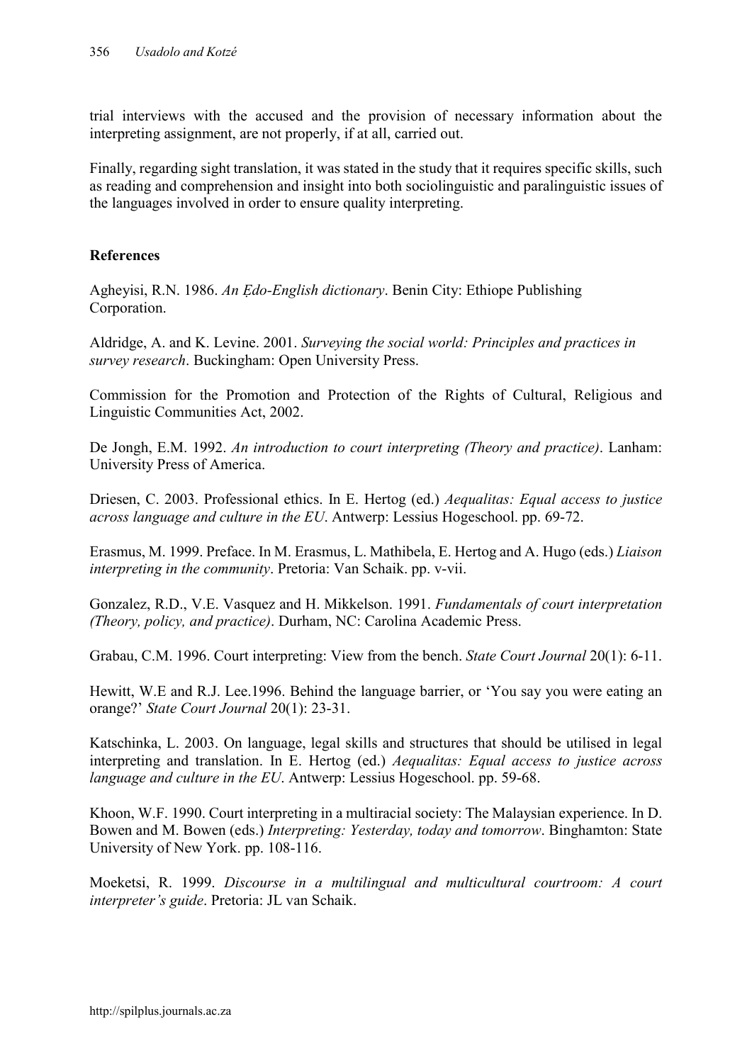trial interviews with the accused and the provision of necessary information about the interpreting assignment, are not properly, if at all, carried out.

Finally, regarding sight translation, it was stated in the study that it requires specific skills, such as reading and comprehension and insight into both sociolinguistic and paralinguistic issues of the languages involved in order to ensure quality interpreting.

## References

Agheyisi, R.N. 1986. *An Ẹdo-English dictionary*. Benin City: Ethiope Publishing Corporation.

Aldridge, A. and K. Levine. 2001. *Surveying the social world: Principles and practices in survey research*. Buckingham: Open University Press.

Commission for the Promotion and Protection of the Rights of Cultural, Religious and Linguistic Communities Act, 2002.

De Jongh, E.M. 1992. *An introduction to court interpreting (Theory and practice)*. Lanham: University Press of America.

Driesen, C. 2003. Professional ethics. In E. Hertog (ed.) *Aequalitas: Equal access to justice across language and culture in the EU*. Antwerp: Lessius Hogeschool. pp. 69-72.

Erasmus, M. 1999. Preface. In M. Erasmus, L. Mathibela, E. Hertog and A. Hugo (eds.) *Liaison interpreting in the community*. Pretoria: Van Schaik. pp. v-vii.

Gonzalez, R.D., V.E. Vasquez and H. Mikkelson. 1991. *Fundamentals of court interpretation (Theory, policy, and practice)*. Durham, NC: Carolina Academic Press.

Grabau, C.M. 1996. Court interpreting: View from the bench. *State Court Journal* 20(1): 6-11.

Hewitt, W.E and R.J. Lee.1996. Behind the language barrier, or 'You say you were eating an orange?' *State Court Journal* 20(1): 23-31.

Katschinka, L. 2003. On language, legal skills and structures that should be utilised in legal interpreting and translation. In E. Hertog (ed.) *Aequalitas: Equal access to justice across language and culture in the EU*. Antwerp: Lessius Hogeschool. pp. 59-68.

Khoon, W.F. 1990. Court interpreting in a multiracial society: The Malaysian experience. In D. Bowen and M. Bowen (eds.) *Interpreting: Yesterday, today and tomorrow*. Binghamton: State University of New York. pp. 108-116.

Moeketsi, R. 1999. *Discourse in a multilingual and multicultural courtroom: A court interpreter's guide*. Pretoria: JL van Schaik.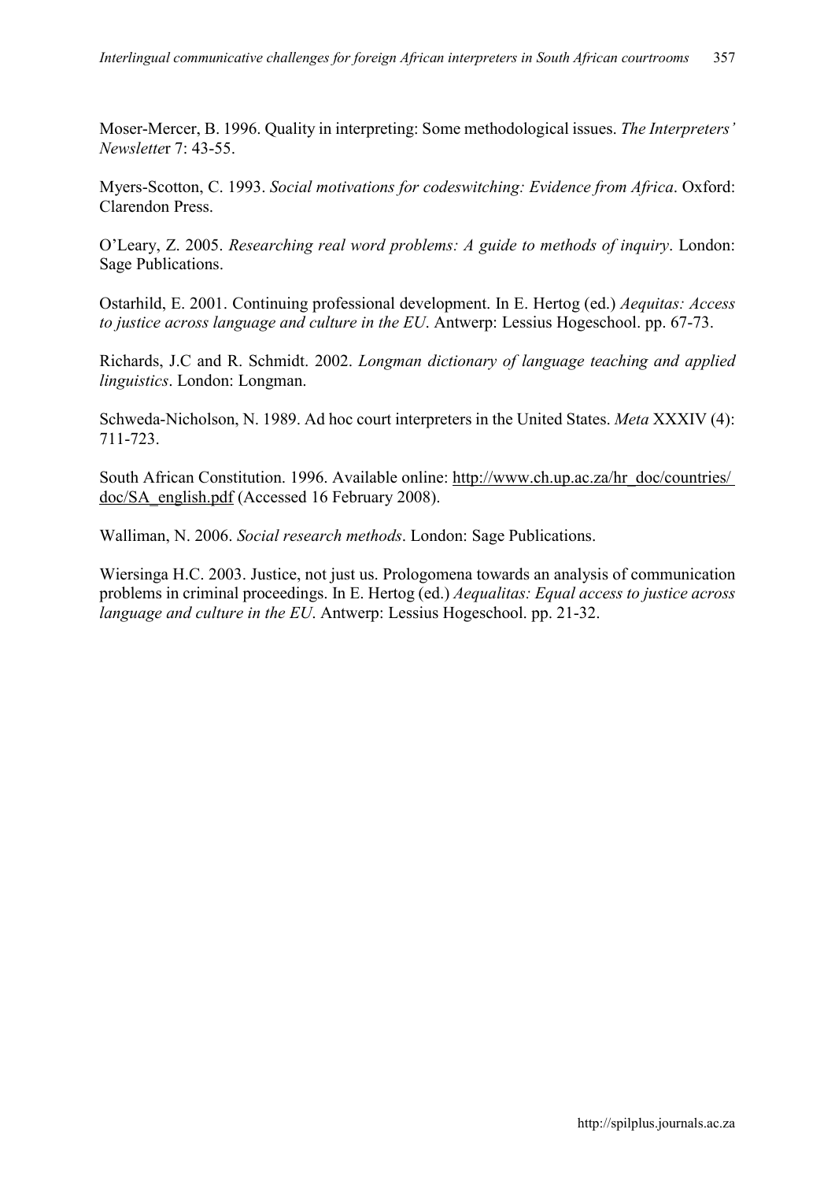Moser-Mercer, B. 1996. Quality in interpreting: Some methodological issues. *The Interpreters' Newsletter* 7: 43-55.

Myers-Scotton, C. 1993. *Social motivations for codeswitching: Evidence from Africa*. Oxford: Clarendon Press.

O'Leary, Z. 2005. *Researching real word problems: A guide to methods of inquiry*. London: Sage Publications.

Ostarhild, E. 2001. Continuing professional development. In E. Hertog (ed.) *Aequitas: Access to justice across language and culture in the EU*. Antwerp: Lessius Hogeschool. pp. 67-73.

Richards, J.C and R. Schmidt. 2002. *Longman dictionary of language teaching and applied linguistics*. London: Longman.

Schweda-Nicholson, N. 1989. Ad hoc court interpreters in the United States. *Meta* XXXIV (4): 711-723.

South African Constitution. 1996. Available online: http://www.ch.up.ac.za/hr_doc/countries/doc/SA_english.pdf (Accessed 16 February 2008).

Walliman, N. 2006. *Social research methods*. London: Sage Publications.

Wiersinga H.C. 2003. Justice, not just us. Prologomena towards an analysis of communication problems in criminal proceedings. In E. Hertog (ed.) *Aequalitas: Equal access to justice across language and culture in the EU*. Antwerp: Lessius Hogeschool. pp. 21-32.